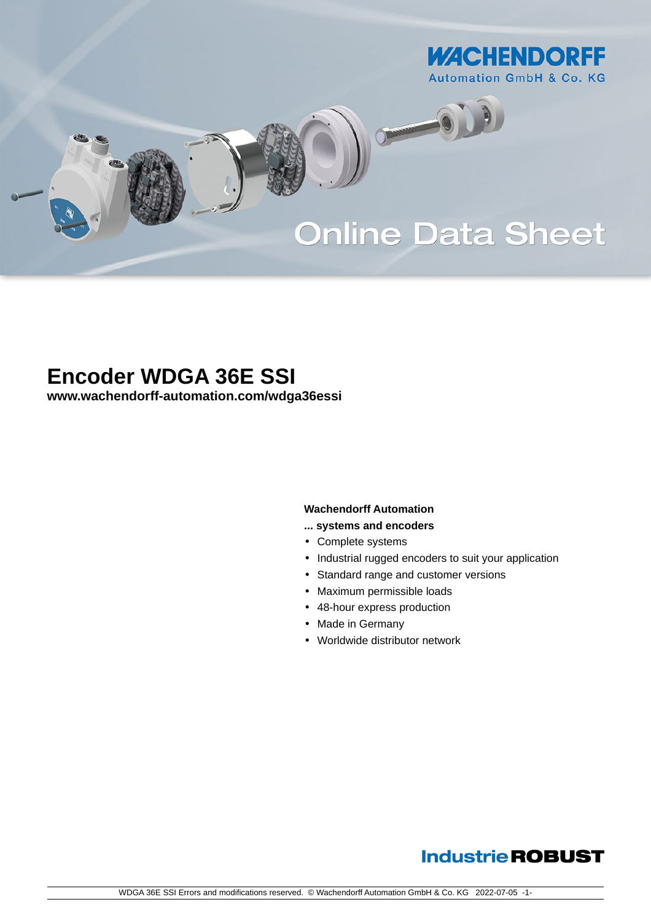WACHENDORFF
Automation GmbH & Co. KG

Online Data Sheet

# Encoder WDGA 36E SSI

**www.wachendorff-automation.com/wdga36essi**

**Wachendorff Automation**

**... systems and encoders**

- Complete systems
- Industrial rugged encoders to suit your application
- Standard range and customer versions
- Maximum permissible loads
- 48-hour express production
- Made in Germany
- Worldwide distributor network

Industrie**ROBUST**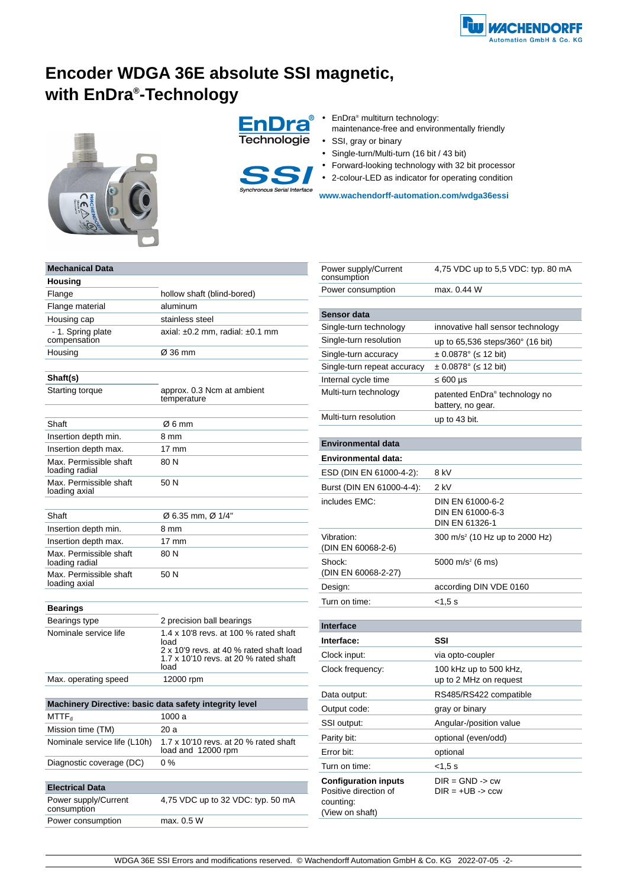# Encoder WDGA 36E absolute SSI magnetic, with EnDra®-Technology

- EnDra® multiturn technology: maintenance-free and environmentally friendly
- SSI, gray or binary
- Single-turn/Multi-turn (16 bit / 43 bit)
- Forward-looking technology with 32 bit processor
- 2-colour-LED as indicator for operating condition

**www.wachendorff-automation.com/wdga36essi**

| **Mechanical Data** | |
|---|---|
| **Housing** | |
| Flange | hollow shaft (blind-bored) |
| Flange material | aluminum |
| Housing cap | stainless steel |
| - 1. Spring plate compensation | axial: ±0.2 mm, radial: ±0.1 mm |
| Housing | Ø 36 mm |
| **Shaft(s)** | |
| Starting torque | approx. 0.3 Ncm at ambient temperature |
| Shaft | Ø 6 mm |
| Insertion depth min. | 8 mm |
| Insertion depth max. | 17 mm |
| Max. Permissible shaft loading radial | 80 N |
| Max. Permissible shaft loading axial | 50 N |
| Shaft | Ø 6.35 mm, Ø 1/4" |
| Insertion depth min. | 8 mm |
| Insertion depth max. | 17 mm |
| Max. Permissible shaft loading radial | 80 N |
| Max. Permissible shaft loading axial | 50 N |
| **Bearings** | |
| Bearings type | 2 precision ball bearings |
| Nominale service life | 1.4 x 10'8 revs. at 100 % rated shaft load<br>2 x 10'9 revs. at 40 % rated shaft load<br>1.7 x 10'10 revs. at 20 % rated shaft load |
| Max. operating speed | 12000 rpm |

| **Machinery Directive: basic data safety integrity level** | |
|---|---|
| $MTTF_d$ | 1000 a |
| Mission time (TM) | 20 a |
| Nominale service life (L10h) | 1.7 x 10'10 revs. at 20 % rated shaft load and 12000 rpm |
| Diagnostic coverage (DC) | 0 % |

| **Electrical Data** | |
|---|---|
| Power supply/Current consumption | 4,75 VDC up to 32 VDC: typ. 50 mA |
| Power consumption | max. 0.5 W |
| Power supply/Current consumption | 4,75 VDC up to 5,5 VDC: typ. 80 mA |
| Power consumption | max. 0.44 W |

| **Sensor data** | |
|---|---|
| Single-turn technology | innovative hall sensor technology |
| Single-turn resolution | up to 65,536 steps/360° (16 bit) |
| Single-turn accuracy | ± 0.0878° (≤ 12 bit) |
| Single-turn repeat accuracy | ± 0.0878° (≤ 12 bit) |
| Internal cycle time | ≤ 600 µs |
| Multi-turn technology | patented EnDra® technology no battery, no gear. |
| Multi-turn resolution | up to 43 bit. |

| **Environmental data** | |
|---|---|
| **Environmental data:** | |
| ESD (DIN EN 61000-4-2): | 8 kV |
| Burst (DIN EN 61000-4-4): | 2 kV |
| includes EMC: | DIN EN 61000-6-2<br>DIN EN 61000-6-3<br>DIN EN 61326-1 |
| Vibration: (DIN EN 60068-2-6) | 300 m/s² (10 Hz up to 2000 Hz) |
| Shock: (DIN EN 60068-2-27) | 5000 m/s² (6 ms) |
| Design: | according DIN VDE 0160 |
| Turn on time: | <1,5 s |

| **Interface** | |
|---|---|
| **Interface:** | **SSI** |
| Clock input: | via opto-coupler |
| Clock frequency: | 100 kHz up to 500 kHz, up to 2 MHz on request |
| Data output: | RS485/RS422 compatible |
| Output code: | gray or binary |
| SSI output: | Angular-/position value |
| Parity bit: | optional (even/odd) |
| Error bit: | optional |
| Turn on time: | <1,5 s |
| **Configuration inputs** Positive direction of counting: (View on shaft) | DIR = GND -> cw<br>DIR = +UB -> ccw |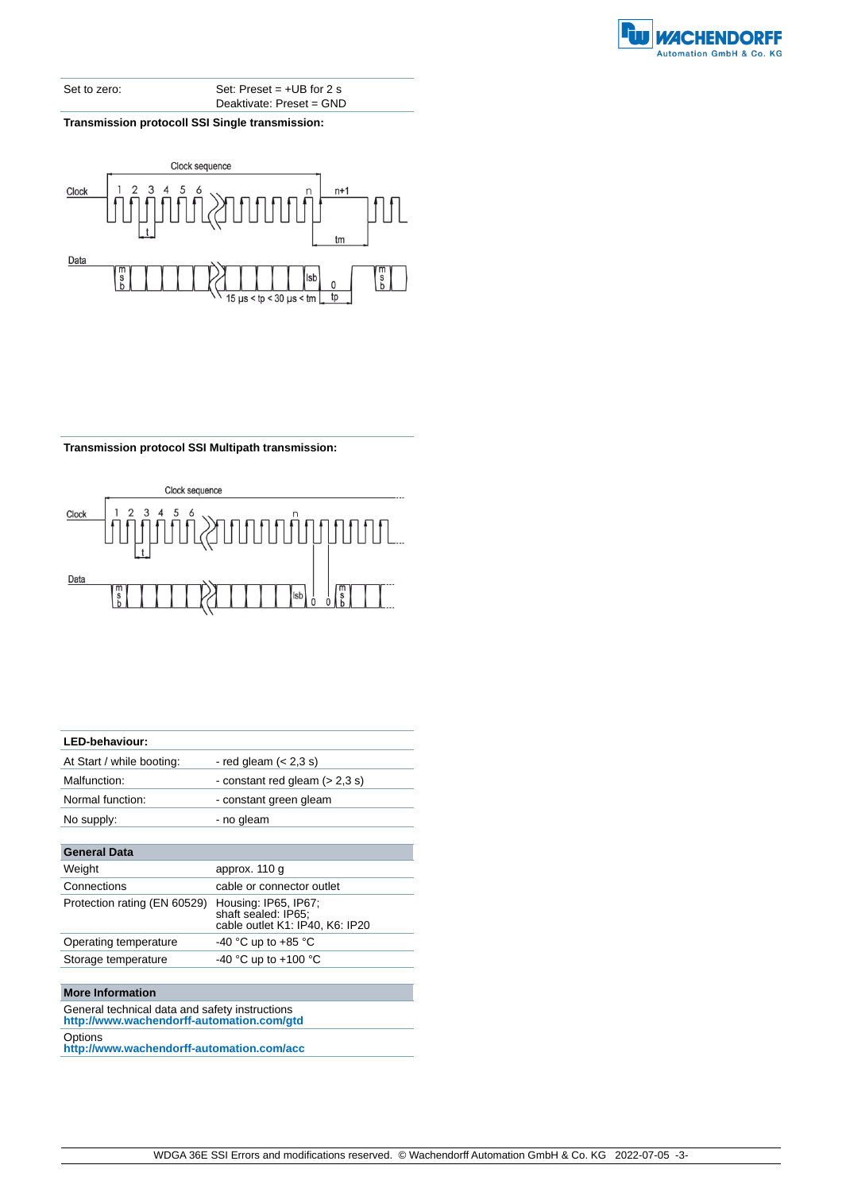| Set to zero: | Set: Preset = +UB for 2 s<br>Deaktivate: Preset = GND |
|---|---|

**Transmission protocoll SSI Single transmission:**

Clock sequence

Clock 1 2 3 4 5 6 n n+1

t tm

Data msb lsb 0 msb

15 µs < tp < 30 µs < tm tp

**Transmission protocol SSI Multipath transmission:**

Clock sequence

Clock 1 2 3 4 5 6 n

t

Data msb lsb 0 0 msb

| LED-behaviour: | |
|---|---|
| At Start / while booting: | - red gleam (< 2,3 s) |
| Malfunction: | - constant red gleam (> 2,3 s) |
| Normal function: | - constant green gleam |
| No supply: | - no gleam |

| General Data | |
|---|---|
| Weight | approx. 110 g |
| Connections | cable or connector outlet |
| Protection rating (EN 60529) | Housing: IP65, IP67;<br>shaft sealed: IP65;<br>cable outlet K1: IP40, K6: IP20 |
| Operating temperature | -40 °C up to +85 °C |
| Storage temperature | -40 °C up to +100 °C |

| More Information |
|---|
| General technical data and safety instructions<br>**http://www.wachendorff-automation.com/gtd** |
| Options<br>**http://www.wachendorff-automation.com/acc** |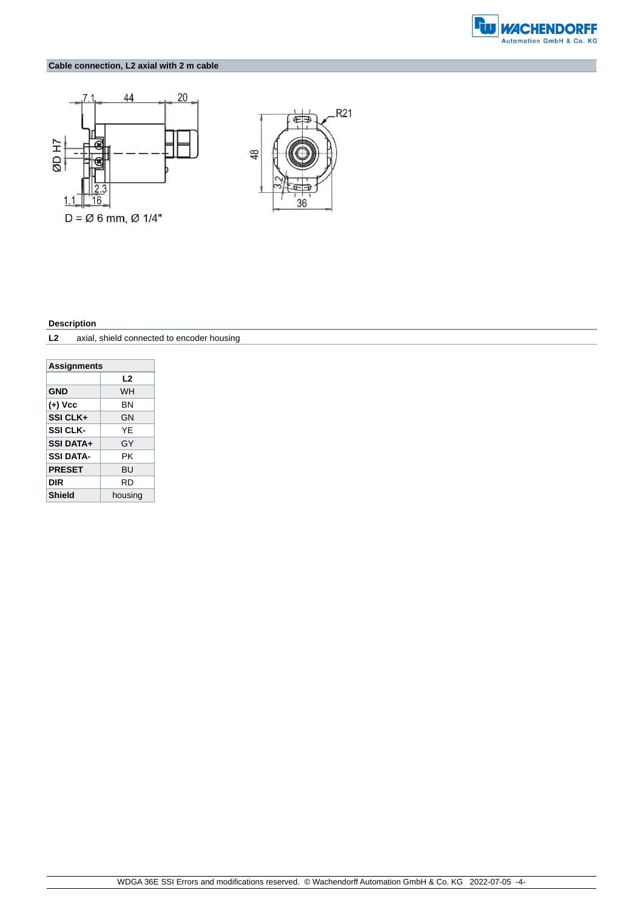## Cable connection, L2 axial with 2 m cable

7.1 44 20

ØD H7

2.3

1.1 16

D = Ø 6 mm, Ø 1/4"

48 R21

3.2

36

### Description

**L2** axial, shield connected to encoder housing

| Assignments | L2 |
|---|---|
| **GND** | WH |
| **(+) Vcc** | BN |
| **SSI CLK+** | GN |
| **SSI CLK-** | YE |
| **SSI DATA+** | GY |
| **SSI DATA-** | PK |
| **PRESET** | BU |
| **DIR** | RD |
| **Shield** | housing |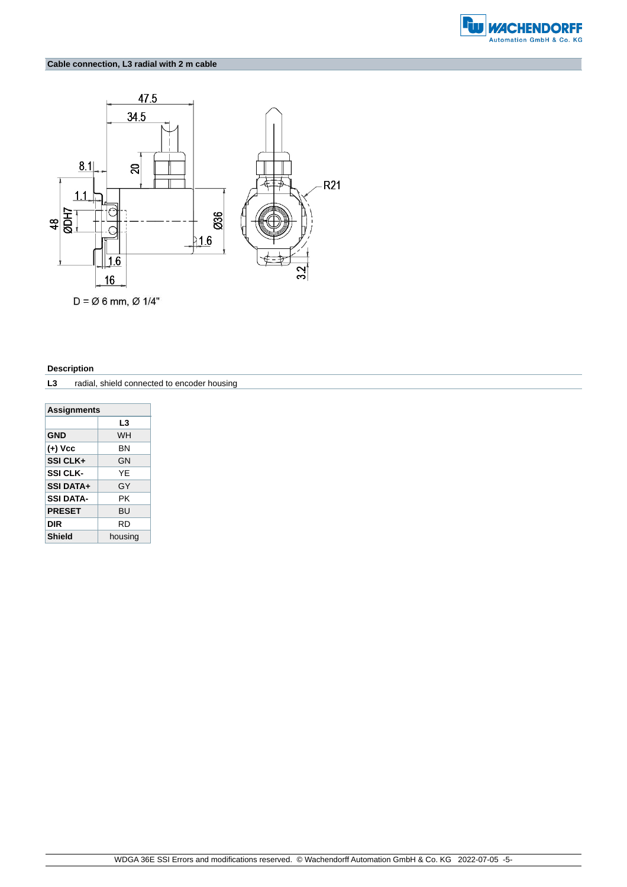## Cable connection, L3 radial with 2 m cable

D = Ø 6 mm, Ø 1/4"

### Description

**L3** radial, shield connected to encoder housing

| Assignments | |
|---|---|
| | **L3** |
| **GND** | WH |
| **(+) Vcc** | BN |
| **SSI CLK+** | GN |
| **SSI CLK-** | YE |
| **SSI DATA+** | GY |
| **SSI DATA-** | PK |
| **PRESET** | BU |
| **DIR** | RD |
| **Shield** | housing |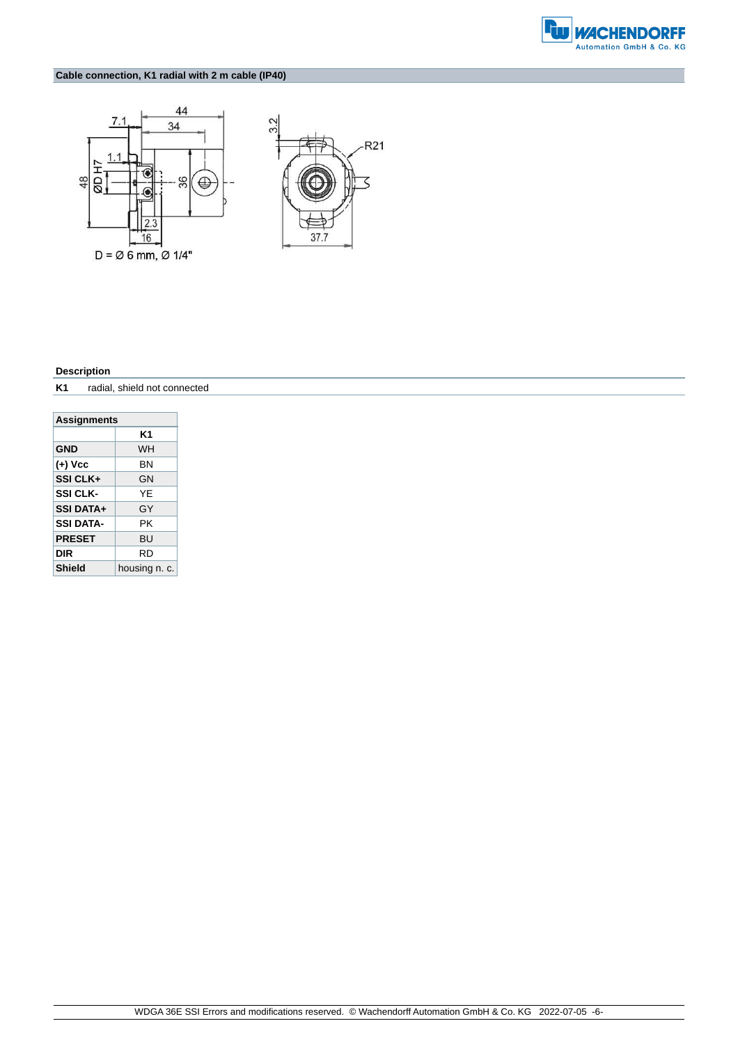## Cable connection, K1 radial with 2 m cable (IP40)

D = Ø 6 mm, Ø 1/4"

### Description

**K1** radial, shield not connected

| Assignments | K1 |
|---|---|
| **GND** | WH |
| **(+) Vcc** | BN |
| **SSI CLK+** | GN |
| **SSI CLK-** | YE |
| **SSI DATA+** | GY |
| **SSI DATA-** | PK |
| **PRESET** | BU |
| **DIR** | RD |
| **Shield** | housing n. c. |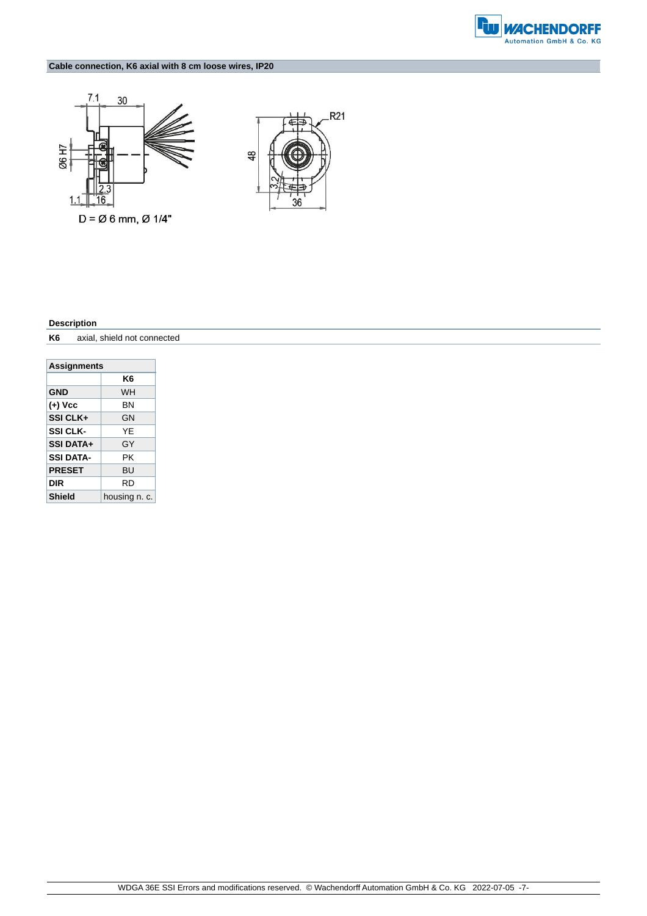## Cable connection, K6 axial with 8 cm loose wires, IP20

D = Ø 6 mm, Ø 1/4"

### Description

**K6** axial, shield not connected

| Assignments | |
|---|---|
| | **K6** |
| **GND** | WH |
| **(+) Vcc** | BN |
| **SSI CLK+** | GN |
| **SSI CLK-** | YE |
| **SSI DATA+** | GY |
| **SSI DATA-** | PK |
| **PRESET** | BU |
| **DIR** | RD |
| **Shield** | housing n. c. |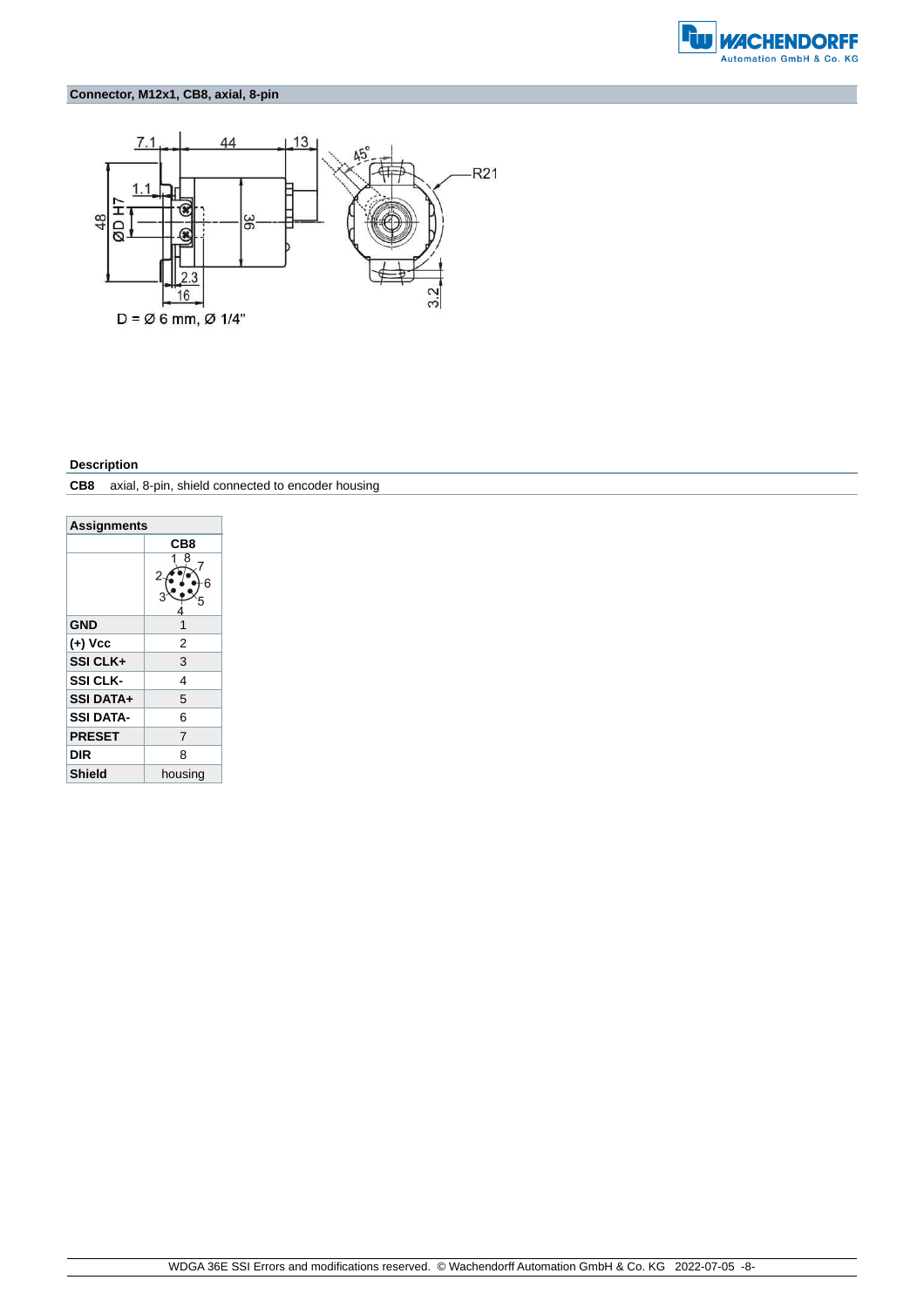## Connector, M12x1, CB8, axial, 8-pin

D = Ø 6 mm, Ø 1/4"

### Description

**CB8** axial, 8-pin, shield connected to encoder housing

| Assignments | |
|---|---|
| | **CB8** |
| **GND** | 1 |
| **(+) Vcc** | 2 |
| **SSI CLK+** | 3 |
| **SSI CLK-** | 4 |
| **SSI DATA+** | 5 |
| **SSI DATA-** | 6 |
| **PRESET** | 7 |
| **DIR** | 8 |
| **Shield** | housing |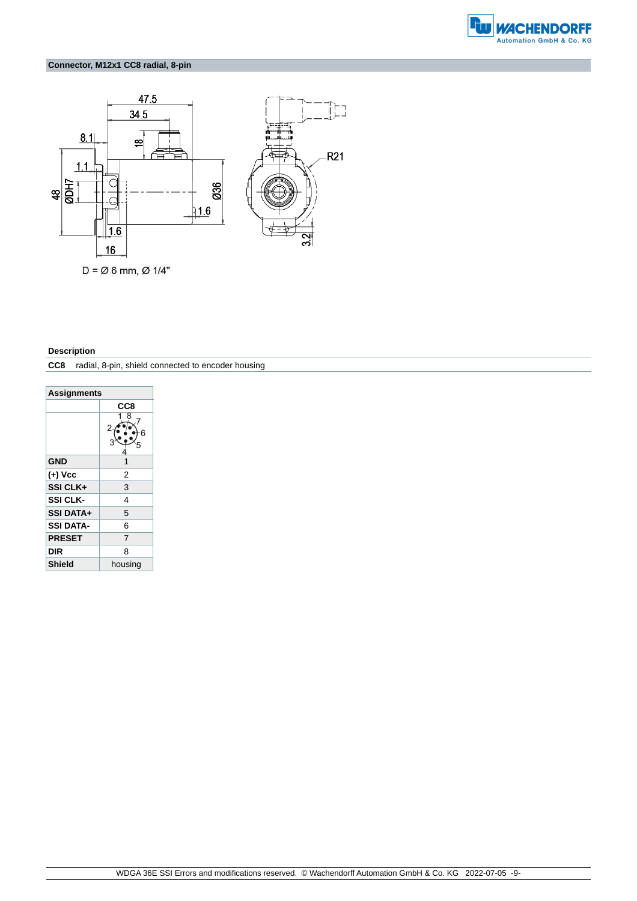## Connector, M12x1 CC8 radial, 8-pin

D = Ø 6 mm, Ø 1/4"

**Description**

| | |
|---|---|
| **CC8** | radial, 8-pin, shield connected to encoder housing |

| **Assignments** | |
|---|---|
| | **CC8** |
| **GND** | 1 |
| **(+) Vcc** | 2 |
| **SSI CLK+** | 3 |
| **SSI CLK-** | 4 |
| **SSI DATA+** | 5 |
| **SSI DATA-** | 6 |
| **PRESET** | 7 |
| **DIR** | 8 |
| **Shield** | housing |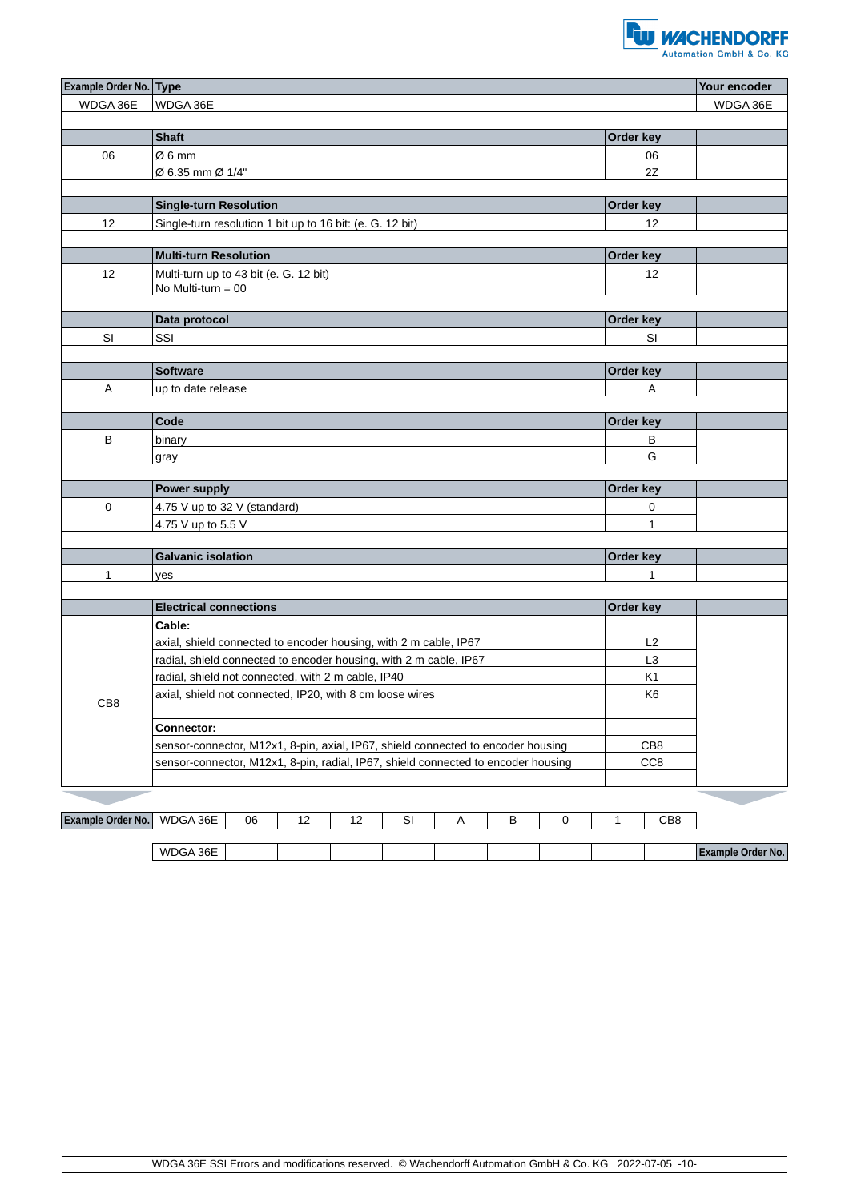| Example Order No. | Type | | Your encoder |
|---|---|---|---|
| WDGA 36E | WDGA 36E | | WDGA 36E |
| | **Shaft** | **Order key** | |
| 06 | Ø 6 mm | 06 | |
| | Ø 6.35 mm Ø 1/4" | 2Z | |
| | **Single-turn Resolution** | **Order key** | |
| 12 | Single-turn resolution 1 bit up to 16 bit: (e. G. 12 bit) | 12 | |
| | **Multi-turn Resolution** | **Order key** | |
| 12 | Multi-turn up to 43 bit (e. G. 12 bit)<br>No Multi-turn = 00 | 12 | |
| | **Data protocol** | **Order key** | |
| SI | SSI | SI | |
| | **Software** | **Order key** | |
| A | up to date release | A | |
| | **Code** | **Order key** | |
| B | binary | B | |
| | gray | G | |
| | **Power supply** | **Order key** | |
| 0 | 4.75 V up to 32 V (standard) | 0 | |
| | 4.75 V up to 5.5 V | 1 | |
| | **Galvanic isolation** | **Order key** | |
| 1 | yes | 1 | |
| | **Electrical connections** | **Order key** | |
| CB8 | **Cable:** | | |
| | axial, shield connected to encoder housing, with 2 m cable, IP67 | L2 | |
| | radial, shield connected to encoder housing, with 2 m cable, IP67 | L3 | |
| | radial, shield not connected, with 2 m cable, IP40 | K1 | |
| | axial, shield not connected, IP20, with 8 cm loose wires | K6 | |
| | **Connector:** | | |
| | sensor-connector, M12x1, 8-pin, axial, IP67, shield connected to encoder housing | CB8 | |
| | sensor-connector, M12x1, 8-pin, radial, IP67, shield connected to encoder housing | CC8 | |

| Example Order No. | WDGA 36E | 06 | 12 | 12 | SI | A | B | 0 | 1 | CB8 | |
|---|---|---|---|---|---|---|---|---|---|---|---|
| | WDGA 36E | | | | | | | | | | Example Order No. |

WDGA 36E SSI Errors and modifications reserved. © Wachendorff Automation GmbH & Co. KG 2022-07-05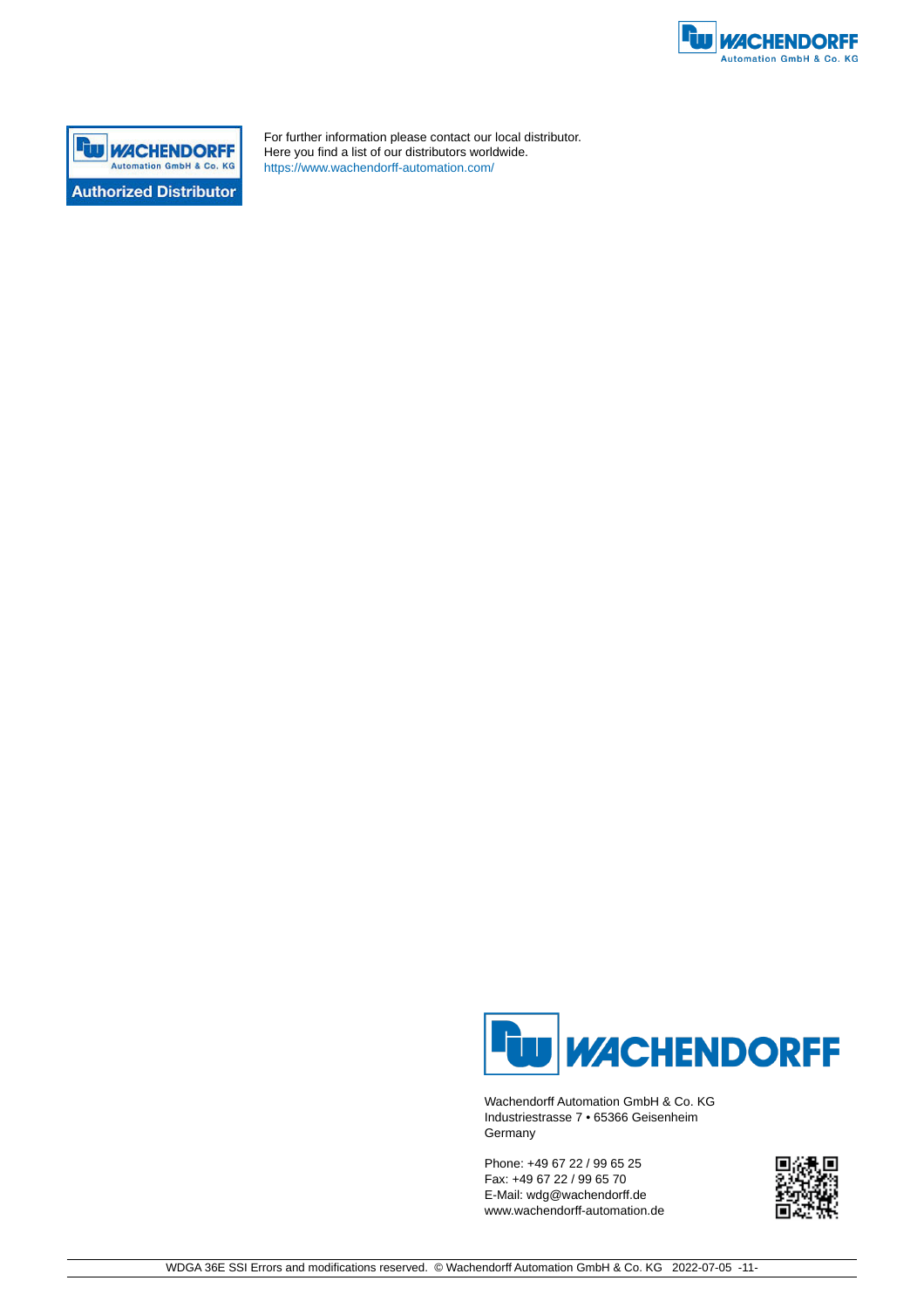Authorized Distributor

For further information please contact our local distributor.
Here you find a list of our distributors worldwide.
https://www.wachendorff-automation.com/

Wachendorff Automation GmbH & Co. KG
Industriestrasse 7 • 65366 Geisenheim
Germany

Phone: +49 67 22 / 99 65 25
Fax: +49 67 22 / 99 65 70
E-Mail: wdg@wachendorff.de
www.wachendorff-automation.de